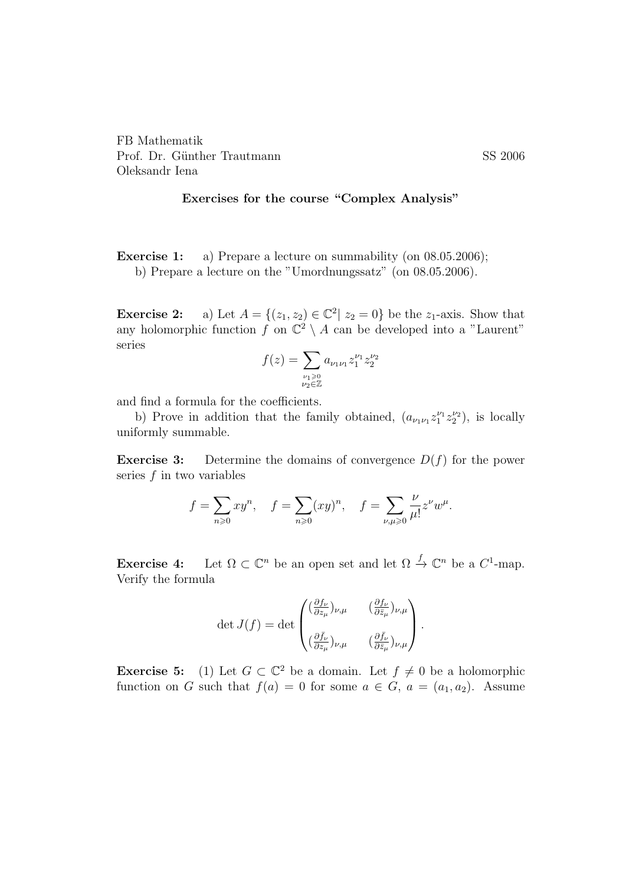FB Mathematik
Prof. Dr. Günther Trautmann
Oleksandr Iena

SS 2006

**Exercises for the course "Complex Analysis"**

**Exercise 1:** a) Prepare a lecture on summability (on 08.05.2006);
b) Prepare a lecture on the "Umordnungssatz" (on 08.05.2006).

**Exercise 2:** a) Let $A = \{(z_1, z_2) \in \mathbb{C}^2 | \; z_2 = 0\}$ be the $z_1$-axis. Show that any holomorphic function $f$ on $\mathbb{C}^2 \setminus A$ can be developed into a "Laurent" series

$$f(z) = \sum_{\substack{\nu_1 \geqslant 0 \\ \nu_2 \in \mathbb{Z}}} a_{\nu_1 \nu_1} z_1^{\nu_1} z_2^{\nu_2}$$

and find a formula for the coefficients.

b) Prove in addition that the family obtained, $(a_{\nu_1 \nu_1} z_1^{\nu_1} z_2^{\nu_2})$, is locally uniformly summable.

**Exercise 3:** Determine the domains of convergence $D(f)$ for the power series $f$ in two variables

$$f = \sum_{n \geqslant 0} xy^n, \quad f = \sum_{n \geqslant 0} (xy)^n, \quad f = \sum_{\nu, \mu \geqslant 0} \frac{\nu}{\mu!} z^\nu w^\mu.$$

**Exercise 4:** Let $\Omega \subset \mathbb{C}^n$ be an open set and let $\Omega \xrightarrow{f} \mathbb{C}^n$ be a $C^1$-map. Verify the formula

$$\det J(f) = \det \begin{pmatrix} (\frac{\partial f_\nu}{\partial z_\mu})_{\nu,\mu} & (\frac{\partial f_\nu}{\partial \bar{z}_\mu})_{\nu,\mu} \\ & \\ (\frac{\partial \bar{f}_\nu}{\partial z_\mu})_{\nu,\mu} & (\frac{\partial \bar{f}_\nu}{\partial \bar{z}_\mu})_{\nu,\mu} \end{pmatrix}.$$

**Exercise 5:** (1) Let $G \subset \mathbb{C}^2$ be a domain. Let $f \neq 0$ be a holomorphic function on $G$ such that $f(a) = 0$ for some $a \in G$, $a = (a_1, a_2)$. Assume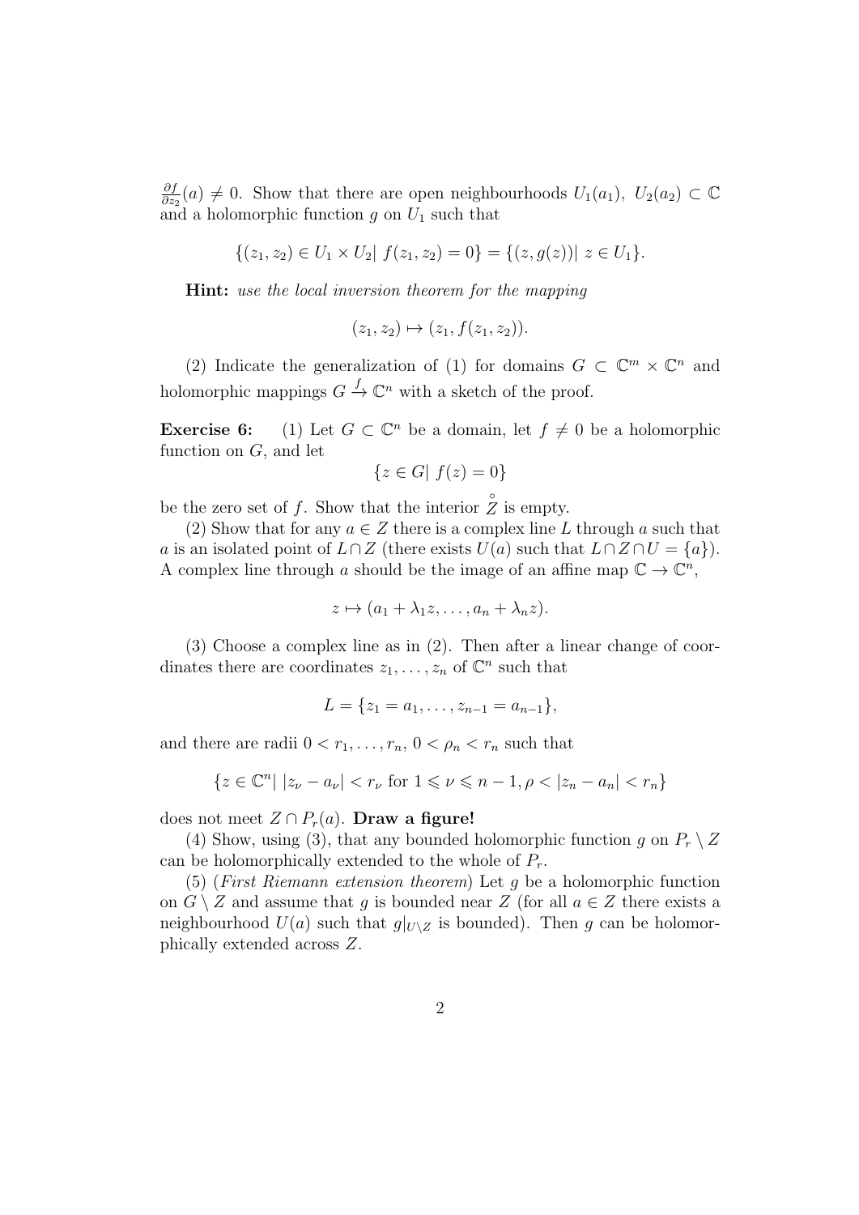$\frac{\partial f}{\partial z_2}(a) \neq 0$. Show that there are open neighbourhoods $U_1(a_1),\ U_2(a_2) \subset \mathbb{C}$ and a holomorphic function $g$ on $U_1$ such that

$$\{(z_1, z_2) \in U_1 \times U_2 |\ f(z_1, z_2) = 0\} = \{(z, g(z))|\ z \in U_1\}.$$

**Hint:** *use the local inversion theorem for the mapping*

$$(z_1, z_2) \mapsto (z_1, f(z_1, z_2)).$$

(2) Indicate the generalization of (1) for domains $G \subset \mathbb{C}^m \times \mathbb{C}^n$ and holomorphic mappings $G \xrightarrow{f} \mathbb{C}^n$ with a sketch of the proof.

**Exercise 6:** (1) Let $G \subset \mathbb{C}^n$ be a domain, let $f \neq 0$ be a holomorphic function on $G$, and let

$$\{z \in G |\ f(z) = 0\}$$

be the zero set of $f$. Show that the interior $\overset{\circ}{Z}$ is empty.

(2) Show that for any $a \in Z$ there is a complex line $L$ through $a$ such that $a$ is an isolated point of $L \cap Z$ (there exists $U(a)$ such that $L \cap Z \cap U = \{a\}$). A complex line through $a$ should be the image of an affine map $\mathbb{C} \to \mathbb{C}^n$,

$$z \mapsto (a_1 + \lambda_1 z, \ldots, a_n + \lambda_n z).$$

(3) Choose a complex line as in (2). Then after a linear change of coordinates there are coordinates $z_1, \ldots, z_n$ of $\mathbb{C}^n$ such that

$$L = \{z_1 = a_1, \ldots, z_{n-1} = a_{n-1}\},$$

and there are radii $0 < r_1, \ldots, r_n,\ 0 < \rho_n < r_n$ such that

$$\{z \in \mathbb{C}^n |\ |z_\nu - a_\nu| < r_\nu \text{ for } 1 \leqslant \nu \leqslant n-1, \rho < |z_n - a_n| < r_n\}$$

does not meet $Z \cap P_r(a)$. **Draw a figure!**

(4) Show, using (3), that any bounded holomorphic function $g$ on $P_r \setminus Z$ can be holomorphically extended to the whole of $P_r$.

(5) (*First Riemann extension theorem*) Let $g$ be a holomorphic function on $G \setminus Z$ and assume that $g$ is bounded near $Z$ (for all $a \in Z$ there exists a neighbourhood $U(a)$ such that $g|_{U \setminus Z}$ is bounded). Then $g$ can be holomorphically extended across $Z$.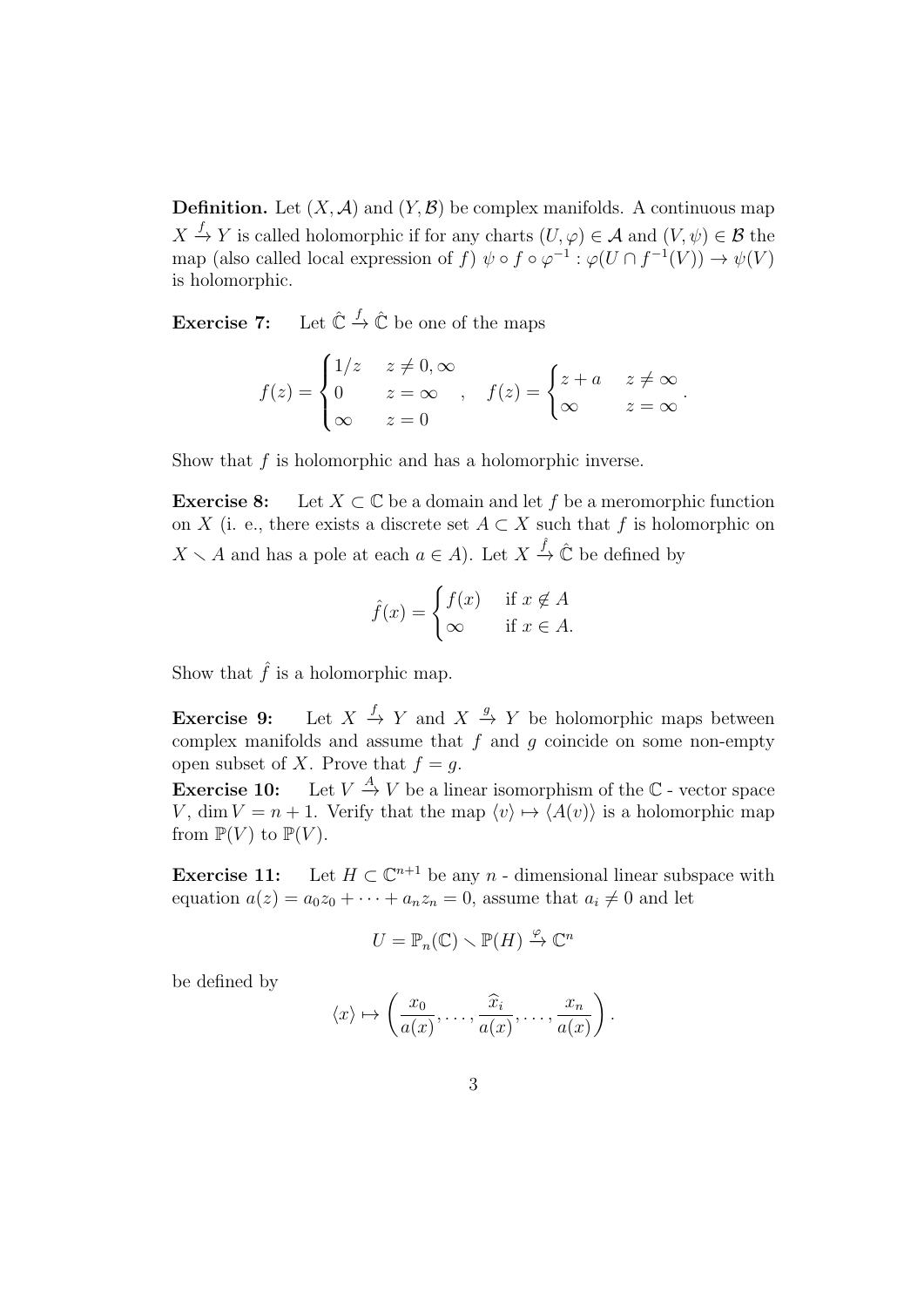**Definition.** Let $(X, \mathcal{A})$ and $(Y, \mathcal{B})$ be complex manifolds. A continuous map $X \xrightarrow{f} Y$ is called holomorphic if for any charts $(U, \varphi) \in \mathcal{A}$ and $(V, \psi) \in \mathcal{B}$ the map (also called local expression of $f$) $\psi \circ f \circ \varphi^{-1} : \varphi(U \cap f^{-1}(V)) \to \psi(V)$ is holomorphic.

**Exercise 7:** Let $\hat{\mathbb{C}} \xrightarrow{f} \hat{\mathbb{C}}$ be one of the maps

$$f(z) = \begin{cases} 1/z & z \neq 0, \infty \\ 0 & z = \infty \\ \infty & z = 0 \end{cases}, \quad f(z) = \begin{cases} z + a & z \neq \infty \\ \infty & z = \infty \end{cases}.$$

Show that $f$ is holomorphic and has a holomorphic inverse.

**Exercise 8:** Let $X \subset \mathbb{C}$ be a domain and let $f$ be a meromorphic function on $X$ (i. e., there exists a discrete set $A \subset X$ such that $f$ is holomorphic on $X \smallsetminus A$ and has a pole at each $a \in A$). Let $X \xrightarrow{\hat{f}} \hat{\mathbb{C}}$ be defined by

$$\hat{f}(x) = \begin{cases} f(x) & \text{if } x \notin A \\ \infty & \text{if } x \in A. \end{cases}$$

Show that $\hat{f}$ is a holomorphic map.

**Exercise 9:** Let $X \xrightarrow{f} Y$ and $X \xrightarrow{g} Y$ be holomorphic maps between complex manifolds and assume that $f$ and $g$ coincide on some non-empty open subset of $X$. Prove that $f = g$.

**Exercise 10:** Let $V \xrightarrow{A} V$ be a linear isomorphism of the $\mathbb{C}$ - vector space $V$, $\dim V = n + 1$. Verify that the map $\langle v \rangle \mapsto \langle A(v) \rangle$ is a holomorphic map from $\mathbb{P}(V)$ to $\mathbb{P}(V)$.

**Exercise 11:** Let $H \subset \mathbb{C}^{n+1}$ be any $n$ - dimensional linear subspace with equation $a(z) = a_0 z_0 + \cdots + a_n z_n = 0$, assume that $a_i \neq 0$ and let

$$U = \mathbb{P}_n(\mathbb{C}) \smallsetminus \mathbb{P}(H) \xrightarrow{\varphi} \mathbb{C}^n$$

be defined by

$$\langle x \rangle \mapsto \left( \frac{x_0}{a(x)}, \ldots, \frac{\widehat{x_i}}{a(x)}, \ldots, \frac{x_n}{a(x)} \right).$$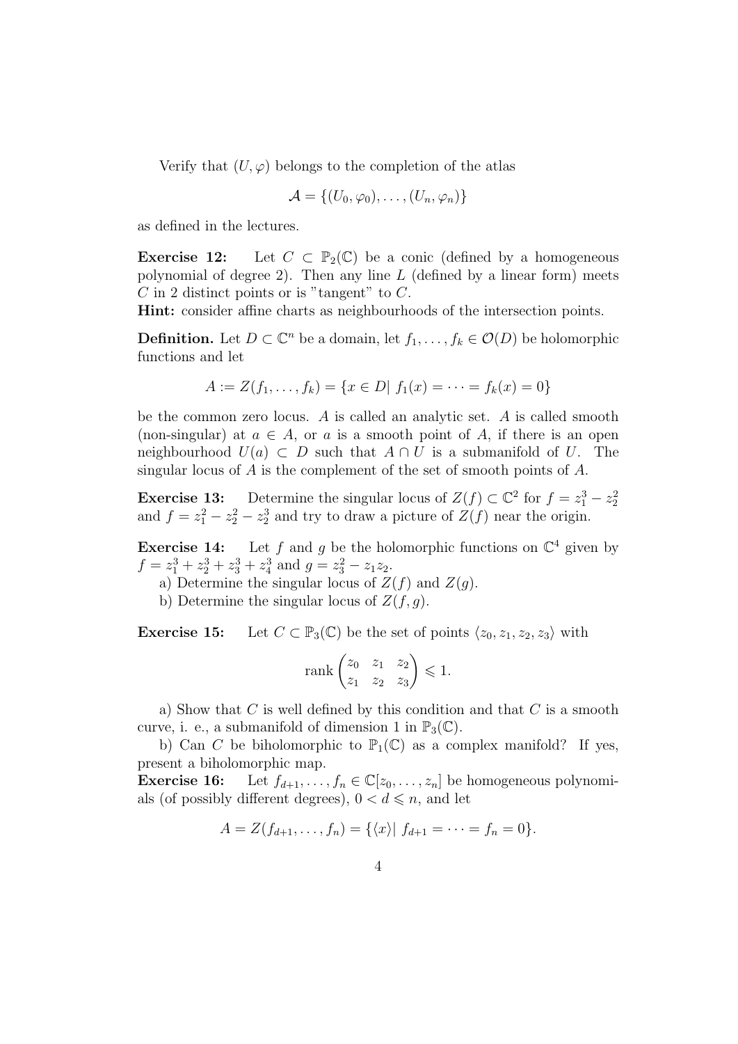Verify that $(U, \varphi)$ belongs to the completion of the atlas

$$\mathcal{A} = \{(U_0, \varphi_0), \ldots, (U_n, \varphi_n)\}$$

as defined in the lectures.

**Exercise 12:** Let $C \subset \mathbb{P}_2(\mathbb{C})$ be a conic (defined by a homogeneous polynomial of degree 2). Then any line $L$ (defined by a linear form) meets $C$ in 2 distinct points or is "tangent" to $C$.

**Hint:** consider affine charts as neighbourhoods of the intersection points.

**Definition.** Let $D \subset \mathbb{C}^n$ be a domain, let $f_1, \ldots, f_k \in \mathcal{O}(D)$ be holomorphic functions and let

$$A := Z(f_1, \ldots, f_k) = \{x \in D | \; f_1(x) = \cdots = f_k(x) = 0\}$$

be the common zero locus. $A$ is called an analytic set. $A$ is called smooth (non-singular) at $a \in A$, or $a$ is a smooth point of $A$, if there is an open neighbourhood $U(a) \subset D$ such that $A \cap U$ is a submanifold of $U$. The singular locus of $A$ is the complement of the set of smooth points of $A$.

**Exercise 13:** Determine the singular locus of $Z(f) \subset \mathbb{C}^2$ for $f = z_1^3 - z_2^2$ and $f = z_1^2 - z_2^2 - z_2^3$ and try to draw a picture of $Z(f)$ near the origin.

**Exercise 14:** Let $f$ and $g$ be the holomorphic functions on $\mathbb{C}^4$ given by $f = z_1^3 + z_2^3 + z_3^3 + z_4^3$ and $g = z_3^2 - z_1 z_2$.

a) Determine the singular locus of $Z(f)$ and $Z(g)$.

b) Determine the singular locus of $Z(f, g)$.

**Exercise 15:** Let $C \subset \mathbb{P}_3(\mathbb{C})$ be the set of points $\langle z_0, z_1, z_2, z_3 \rangle$ with

$$\operatorname{rank} \begin{pmatrix} z_0 & z_1 & z_2 \\ z_1 & z_2 & z_3 \end{pmatrix} \leqslant 1.$$

a) Show that $C$ is well defined by this condition and that $C$ is a smooth curve, i. e., a submanifold of dimension 1 in $\mathbb{P}_3(\mathbb{C})$.

b) Can $C$ be biholomorphic to $\mathbb{P}_1(\mathbb{C})$ as a complex manifold? If yes, present a biholomorphic map.

**Exercise 16:** Let $f_{d+1}, \ldots, f_n \in \mathbb{C}[z_0, \ldots, z_n]$ be homogeneous polynomials (of possibly different degrees), $0 < d \leqslant n$, and let

$$A = Z(f_{d+1}, \ldots, f_n) = \{\langle x \rangle | \; f_{d+1} = \cdots = f_n = 0\}.$$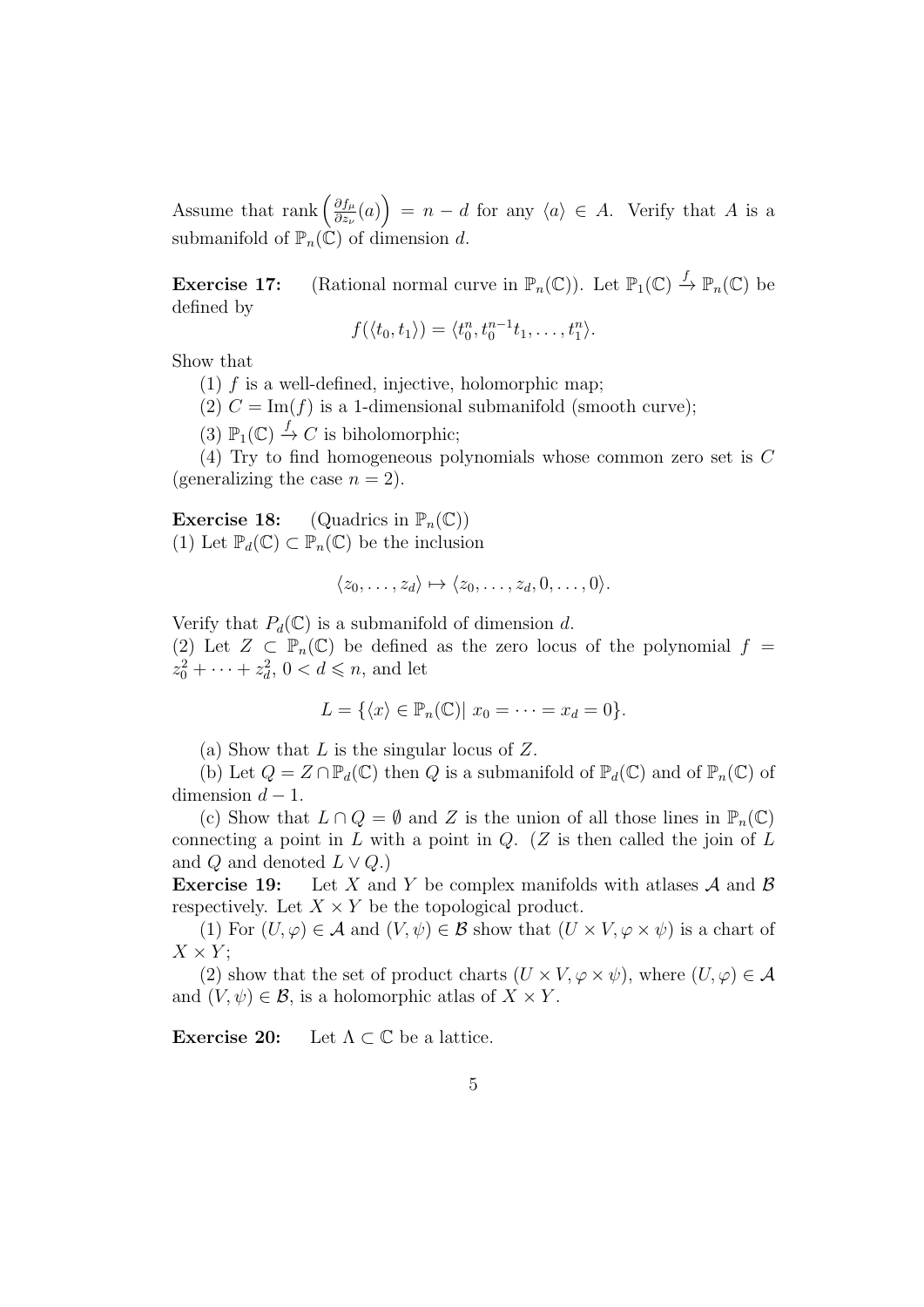Assume that rank $\left(\frac{\partial f_\mu}{\partial z_\nu}(a)\right) = n - d$ for any $\langle a \rangle \in A$. Verify that $A$ is a submanifold of $\mathbb{P}_n(\mathbb{C})$ of dimension $d$.

**Exercise 17:** (Rational normal curve in $\mathbb{P}_n(\mathbb{C})$). Let $\mathbb{P}_1(\mathbb{C}) \xrightarrow{f} \mathbb{P}_n(\mathbb{C})$ be defined by

$$f(\langle t_0, t_1 \rangle) = \langle t_0^n, t_0^{n-1} t_1, \ldots, t_1^n \rangle.$$

Show that

(1) $f$ is a well-defined, injective, holomorphic map;

(2) $C = \mathrm{Im}(f)$ is a 1-dimensional submanifold (smooth curve);

(3) $\mathbb{P}_1(\mathbb{C}) \xrightarrow{f} C$ is biholomorphic;

(4) Try to find homogeneous polynomials whose common zero set is $C$ (generalizing the case $n = 2$).

**Exercise 18:** (Quadrics in $\mathbb{P}_n(\mathbb{C})$)
(1) Let $\mathbb{P}_d(\mathbb{C}) \subset \mathbb{P}_n(\mathbb{C})$ be the inclusion

$$\langle z_0, \ldots, z_d \rangle \mapsto \langle z_0, \ldots, z_d, 0, \ldots, 0 \rangle.$$

Verify that $P_d(\mathbb{C})$ is a submanifold of dimension $d$.
(2) Let $Z \subset \mathbb{P}_n(\mathbb{C})$ be defined as the zero locus of the polynomial $f = z_0^2 + \cdots + z_d^2$, $0 < d \leqslant n$, and let

$$L = \{\langle x \rangle \in \mathbb{P}_n(\mathbb{C}) |\ x_0 = \cdots = x_d = 0\}.$$

(a) Show that $L$ is the singular locus of $Z$.

(b) Let $Q = Z \cap \mathbb{P}_d(\mathbb{C})$ then $Q$ is a submanifold of $\mathbb{P}_d(\mathbb{C})$ and of $\mathbb{P}_n(\mathbb{C})$ of dimension $d - 1$.

(c) Show that $L \cap Q = \emptyset$ and $Z$ is the union of all those lines in $\mathbb{P}_n(\mathbb{C})$ connecting a point in $L$ with a point in $Q$. ($Z$ is then called the join of $L$ and $Q$ and denoted $L \vee Q$.)

**Exercise 19:** Let $X$ and $Y$ be complex manifolds with atlases $\mathcal{A}$ and $\mathcal{B}$ respectively. Let $X \times Y$ be the topological product.

(1) For $(U, \varphi) \in \mathcal{A}$ and $(V, \psi) \in \mathcal{B}$ show that $(U \times V, \varphi \times \psi)$ is a chart of $X \times Y$;

(2) show that the set of product charts $(U \times V, \varphi \times \psi)$, where $(U, \varphi) \in \mathcal{A}$ and $(V, \psi) \in \mathcal{B}$, is a holomorphic atlas of $X \times Y$.

**Exercise 20:** Let $\Lambda \subset \mathbb{C}$ be a lattice.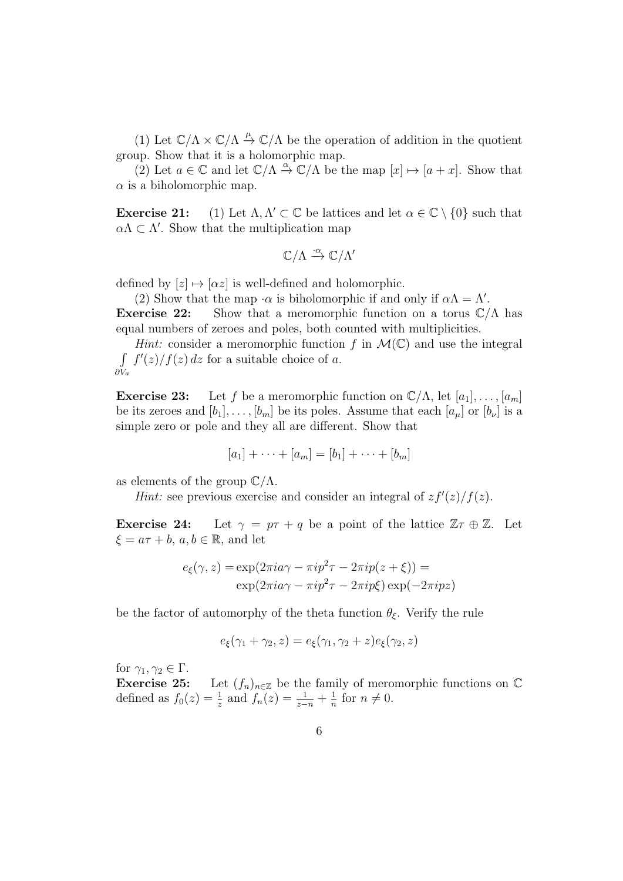(1) Let $\mathbb{C}/\Lambda \times \mathbb{C}/\Lambda \xrightarrow{\mu} \mathbb{C}/\Lambda$ be the operation of addition in the quotient group. Show that it is a holomorphic map.

(2) Let $a \in \mathbb{C}$ and let $\mathbb{C}/\Lambda \xrightarrow{\alpha} \mathbb{C}/\Lambda$ be the map $[x] \mapsto [a + x]$. Show that $\alpha$ is a biholomorphic map.

**Exercise 21:** (1) Let $\Lambda, \Lambda' \subset \mathbb{C}$ be lattices and let $\alpha \in \mathbb{C} \setminus \{0\}$ such that $\alpha\Lambda \subset \Lambda'$. Show that the multiplication map

$$\mathbb{C}/\Lambda \xrightarrow{\cdot\alpha} \mathbb{C}/\Lambda'$$

defined by $[z] \mapsto [\alpha z]$ is well-defined and holomorphic.

(2) Show that the map $\cdot\alpha$ is biholomorphic if and only if $\alpha\Lambda = \Lambda'$.

**Exercise 22:** Show that a meromorphic function on a torus $\mathbb{C}/\Lambda$ has equal numbers of zeroes and poles, both counted with multiplicities.

*Hint:* consider a meromorphic function $f$ in $\mathcal{M}(\mathbb{C})$ and use the integral $\int\limits_{\partial V_a} f'(z)/f(z)\,dz$ for a suitable choice of $a$.

**Exercise 23:** Let $f$ be a meromorphic function on $\mathbb{C}/\Lambda$, let $[a_1], \ldots, [a_m]$ be its zeroes and $[b_1], \ldots, [b_m]$ be its poles. Assume that each $[a_\mu]$ or $[b_\nu]$ is a simple zero or pole and they all are different. Show that

$$[a_1] + \cdots + [a_m] = [b_1] + \cdots + [b_m]$$

as elements of the group $\mathbb{C}/\Lambda$.

*Hint:* see previous exercise and consider an integral of $zf'(z)/f(z)$.

**Exercise 24:** Let $\gamma = p\tau + q$ be a point of the lattice $\mathbb{Z}\tau \oplus \mathbb{Z}$. Let $\xi = a\tau + b$, $a, b \in \mathbb{R}$, and let

$$\begin{aligned} e_\xi(\gamma, z) = &\exp(2\pi i a\gamma - \pi i p^2\tau - 2\pi i p(z + \xi)) = \\ &\exp(2\pi i a\gamma - \pi i p^2\tau - 2\pi i p\xi)\exp(-2\pi i p z) \end{aligned}$$

be the factor of automorphy of the theta function $\theta_\xi$. Verify the rule

$$e_\xi(\gamma_1 + \gamma_2, z) = e_\xi(\gamma_1, \gamma_2 + z)e_\xi(\gamma_2, z)$$

for $\gamma_1, \gamma_2 \in \Gamma$.

**Exercise 25:** Let $(f_n)_{n\in\mathbb{Z}}$ be the family of meromorphic functions on $\mathbb{C}$ defined as $f_0(z) = \frac{1}{z}$ and $f_n(z) = \frac{1}{z-n} + \frac{1}{n}$ for $n \neq 0$.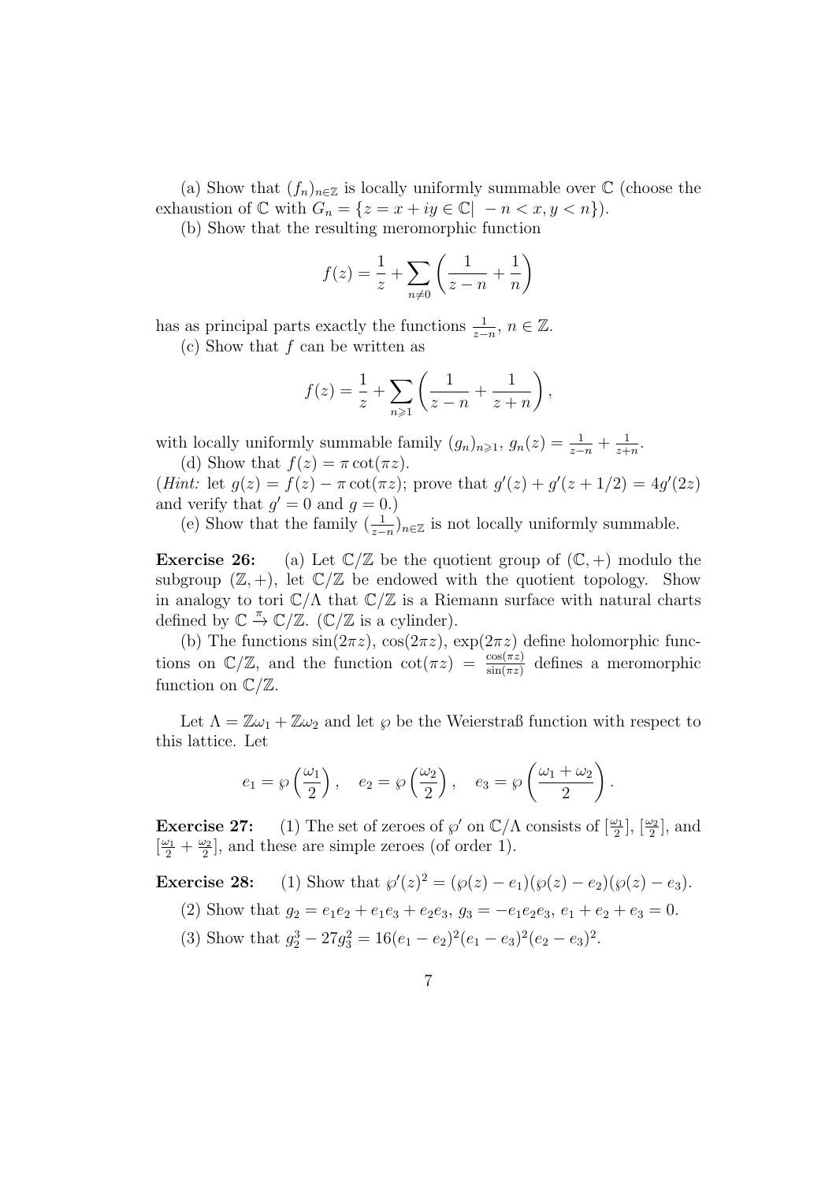(a) Show that $(f_n)_{n\in\mathbb{Z}}$ is locally uniformly summable over $\mathbb{C}$ (choose the exhaustion of $\mathbb{C}$ with $G_n = \{z = x + iy \in \mathbb{C} |\ -n < x, y < n\}$).

(b) Show that the resulting meromorphic function

$$f(z) = \frac{1}{z} + \sum_{n\neq 0} \left( \frac{1}{z-n} + \frac{1}{n} \right)$$

has as principal parts exactly the functions $\frac{1}{z-n}$, $n \in \mathbb{Z}$.

(c) Show that $f$ can be written as

$$f(z) = \frac{1}{z} + \sum_{n\geqslant 1} \left( \frac{1}{z-n} + \frac{1}{z+n} \right),$$

with locally uniformly summable family $(g_n)_{n\geqslant 1}$, $g_n(z) = \frac{1}{z-n} + \frac{1}{z+n}$.

(d) Show that $f(z) = \pi \cot(\pi z)$.

(*Hint:* let $g(z) = f(z) - \pi \cot(\pi z)$; prove that $g'(z) + g'(z + 1/2) = 4g'(2z)$ and verify that $g' = 0$ and $g = 0$.)

(e) Show that the family $(\frac{1}{z-n})_{n\in\mathbb{Z}}$ is not locally uniformly summable.

**Exercise 26:** (a) Let $\mathbb{C}/\mathbb{Z}$ be the quotient group of $(\mathbb{C}, +)$ modulo the subgroup $(\mathbb{Z}, +)$, let $\mathbb{C}/\mathbb{Z}$ be endowed with the quotient topology. Show in analogy to tori $\mathbb{C}/\Lambda$ that $\mathbb{C}/\mathbb{Z}$ is a Riemann surface with natural charts defined by $\mathbb{C} \xrightarrow{\pi} \mathbb{C}/\mathbb{Z}$. ($\mathbb{C}/\mathbb{Z}$ is a cylinder).

(b) The functions $\sin(2\pi z)$, $\cos(2\pi z)$, $\exp(2\pi z)$ define holomorphic functions on $\mathbb{C}/\mathbb{Z}$, and the function $\cot(\pi z) = \frac{\cos(\pi z)}{\sin(\pi z)}$ defines a meromorphic function on $\mathbb{C}/\mathbb{Z}$.

Let $\Lambda = \mathbb{Z}\omega_1 + \mathbb{Z}\omega_2$ and let $\wp$ be the Weierstraß function with respect to this lattice. Let

$$e_1 = \wp\left(\frac{\omega_1}{2}\right), \quad e_2 = \wp\left(\frac{\omega_2}{2}\right), \quad e_3 = \wp\left(\frac{\omega_1 + \omega_2}{2}\right).$$

**Exercise 27:** (1) The set of zeroes of $\wp'$ on $\mathbb{C}/\Lambda$ consists of $[\frac{\omega_1}{2}]$, $[\frac{\omega_2}{2}]$, and $[\frac{\omega_1}{2} + \frac{\omega_2}{2}]$, and these are simple zeroes (of order 1).

**Exercise 28:** (1) Show that $\wp'(z)^2 = (\wp(z) - e_1)(\wp(z) - e_2)(\wp(z) - e_3)$.

(2) Show that $g_2 = e_1e_2 + e_1e_3 + e_2e_3$, $g_3 = -e_1e_2e_3$, $e_1 + e_2 + e_3 = 0$.

(3) Show that $g_2^3 - 27g_3^2 = 16(e_1 - e_2)^2(e_1 - e_3)^2(e_2 - e_3)^2$.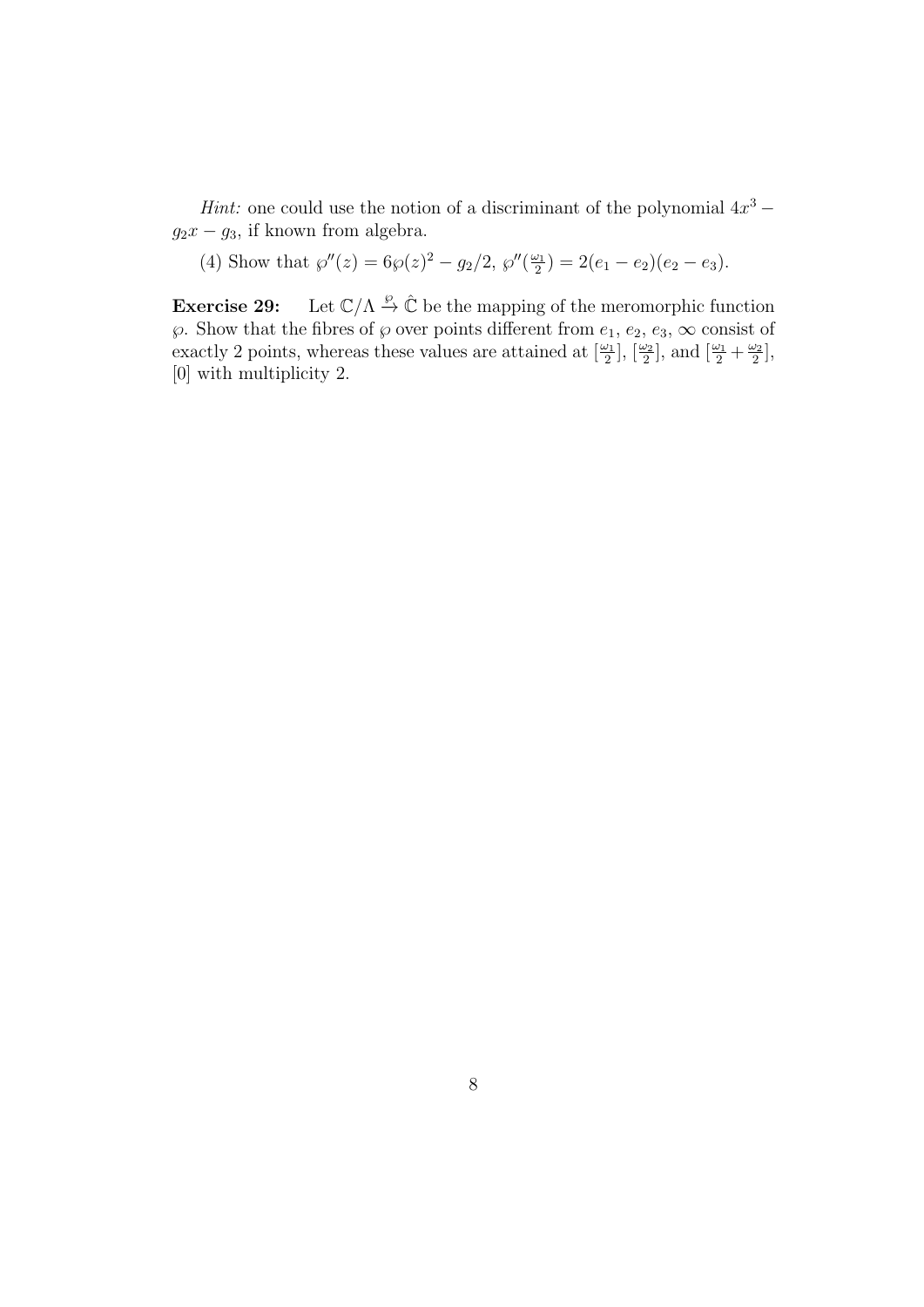*Hint:* one could use the notion of a discriminant of the polynomial $4x^3 - g_2x - g_3$, if known from algebra.

(4) Show that $\wp''(z) = 6\wp(z)^2 - g_2/2$, $\wp''(\frac{\omega_1}{2}) = 2(e_1 - e_2)(e_2 - e_3)$.

**Exercise 29:** Let $\mathbb{C}/\Lambda \xrightarrow{\wp} \hat{\mathbb{C}}$ be the mapping of the meromorphic function $\wp$. Show that the fibres of $\wp$ over points different from $e_1$, $e_2$, $e_3$, $\infty$ consist of exactly 2 points, whereas these values are attained at $[\frac{\omega_1}{2}]$, $[\frac{\omega_2}{2}]$, and $[\frac{\omega_1}{2} + \frac{\omega_2}{2}]$, $[0]$ with multiplicity 2.